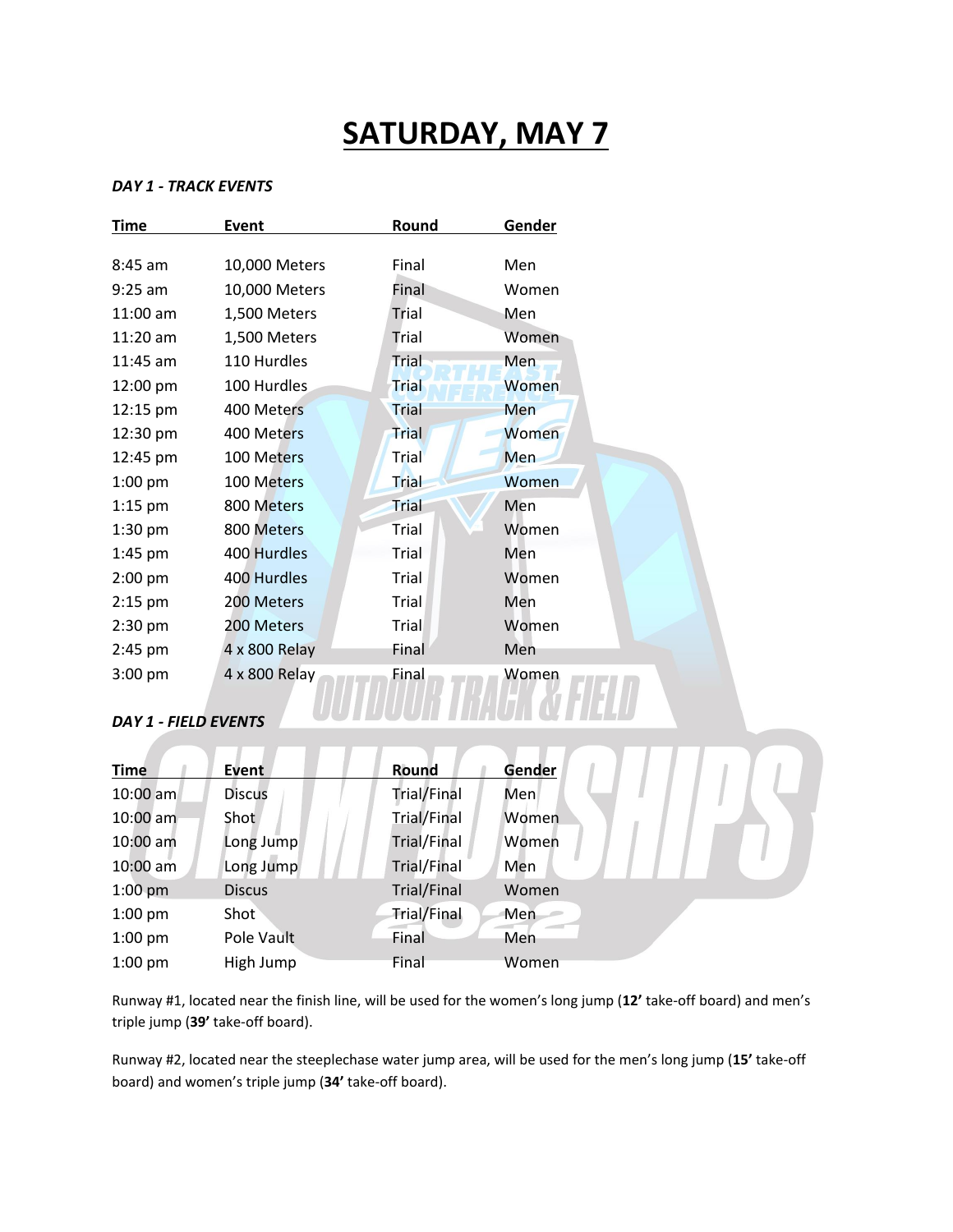# SATURDAY, MAY 7

***DAY 1 - TRACK EVENTS***

| Time | Event | Round | Gender |
|---|---|---|---|
| 8:45 am | 10,000 Meters | Final | Men |
| 9:25 am | 10,000 Meters | Final | Women |
| 11:00 am | 1,500 Meters | Trial | Men |
| 11:20 am | 1,500 Meters | Trial | Women |
| 11:45 am | 110 Hurdles | Trial | Men |
| 12:00 pm | 100 Hurdles | Trial | Women |
| 12:15 pm | 400 Meters | Trial | Men |
| 12:30 pm | 400 Meters | Trial | Women |
| 12:45 pm | 100 Meters | Trial | Men |
| 1:00 pm | 100 Meters | Trial | Women |
| 1:15 pm | 800 Meters | Trial | Men |
| 1:30 pm | 800 Meters | Trial | Women |
| 1:45 pm | 400 Hurdles | Trial | Men |
| 2:00 pm | 400 Hurdles | Trial | Women |
| 2:15 pm | 200 Meters | Trial | Men |
| 2:30 pm | 200 Meters | Trial | Women |
| 2:45 pm | 4 x 800 Relay | Final | Men |
| 3:00 pm | 4 x 800 Relay | Final | Women |

***DAY 1 - FIELD EVENTS***

| Time | Event | Round | Gender |
|---|---|---|---|
| 10:00 am | Discus | Trial/Final | Men |
| 10:00 am | Shot | Trial/Final | Women |
| 10:00 am | Long Jump | Trial/Final | Women |
| 10:00 am | Long Jump | Trial/Final | Men |
| 1:00 pm | Discus | Trial/Final | Women |
| 1:00 pm | Shot | Trial/Final | Men |
| 1:00 pm | Pole Vault | Final | Men |
| 1:00 pm | High Jump | Final | Women |

Runway #1, located near the finish line, will be used for the women's long jump (**12'** take-off board) and men's triple jump (**39'** take-off board).

Runway #2, located near the steeplechase water jump area, will be used for the men's long jump (**15'** take-off board) and women's triple jump (**34'** take-off board).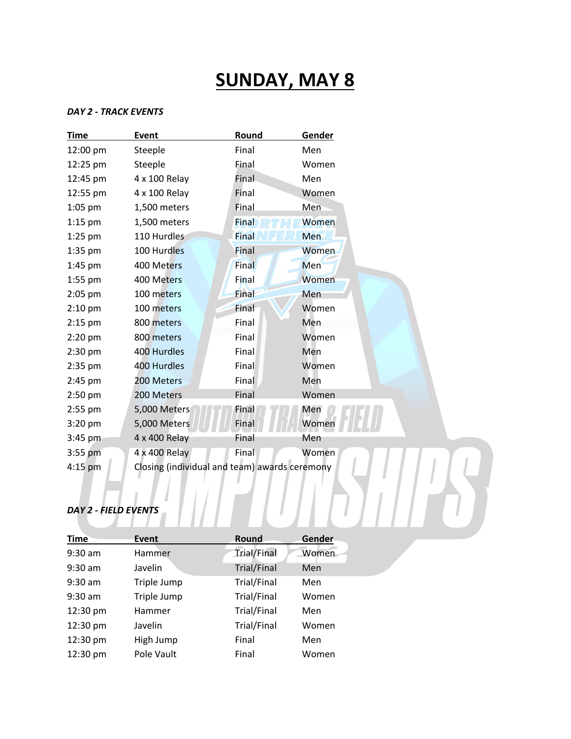# SUNDAY, MAY 8

***DAY 2 - TRACK EVENTS***

| Time | Event | Round | Gender |
|---|---|---|---|
| 12:00 pm | Steeple | Final | Men |
| 12:25 pm | Steeple | Final | Women |
| 12:45 pm | 4 x 100 Relay | Final | Men |
| 12:55 pm | 4 x 100 Relay | Final | Women |
| 1:05 pm | 1,500 meters | Final | Men |
| 1:15 pm | 1,500 meters | Final | Women |
| 1:25 pm | 110 Hurdles | Final | Men |
| 1:35 pm | 100 Hurdles | Final | Women |
| 1:45 pm | 400 Meters | Final | Men |
| 1:55 pm | 400 Meters | Final | Women |
| 2:05 pm | 100 meters | Final | Men |
| 2:10 pm | 100 meters | Final | Women |
| 2:15 pm | 800 meters | Final | Men |
| 2:20 pm | 800 meters | Final | Women |
| 2:30 pm | 400 Hurdles | Final | Men |
| 2:35 pm | 400 Hurdles | Final | Women |
| 2:45 pm | 200 Meters | Final | Men |
| 2:50 pm | 200 Meters | Final | Women |
| 2:55 pm | 5,000 Meters | Final | Men |
| 3:20 pm | 5,000 Meters | Final | Women |
| 3:45 pm | 4 x 400 Relay | Final | Men |
| 3:55 pm | 4 x 400 Relay | Final | Women |
| 4:15 pm | Closing (individual and team) awards ceremony | | |

***DAY 2 - FIELD EVENTS***

| Time | Event | Round | Gender |
|---|---|---|---|
| 9:30 am | Hammer | Trial/Final | Women |
| 9:30 am | Javelin | Trial/Final | Men |
| 9:30 am | Triple Jump | Trial/Final | Men |
| 9:30 am | Triple Jump | Trial/Final | Women |
| 12:30 pm | Hammer | Trial/Final | Men |
| 12:30 pm | Javelin | Trial/Final | Women |
| 12:30 pm | High Jump | Final | Men |
| 12:30 pm | Pole Vault | Final | Women |